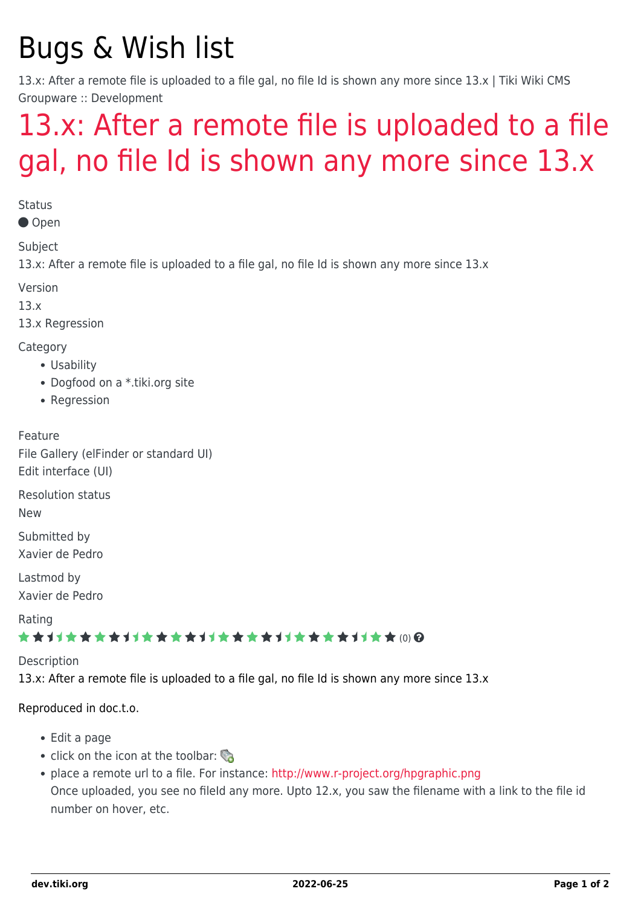# Bugs & Wish list

13.x: After a remote file is uploaded to a file gal, no file Id is shown any more since 13.x | Tiki Wiki CMS Groupware :: Development

## 13.x: After a remote file is uploaded to a file gal, no file Id is shown any more since 13.x

Status

Open

Subject

13.x: After a remote file is uploaded to a file gal, no file Id is shown any more since 13.x

Version

13.x

13.x Regression

Category

- Usability
- Dogfood on a *.tiki.org site
- Regression

Feature

File Gallery (elFinder or standard UI)

Edit interface (UI)

Resolution status

New

Submitted by

Xavier de Pedro

Lastmod by

Xavier de Pedro

Rating

(0)

Description

13.x: After a remote file is uploaded to a file gal, no file Id is shown any more since 13.x

Reproduced in doc.t.o.

- Edit a page
- click on the icon at the toolbar:
- place a remote url to a file. For instance: http://www.r-project.org/hpgraphic.png
  Once uploaded, you see no fileId any more. Upto 12.x, you saw the filename with a link to the file id number on hover, etc.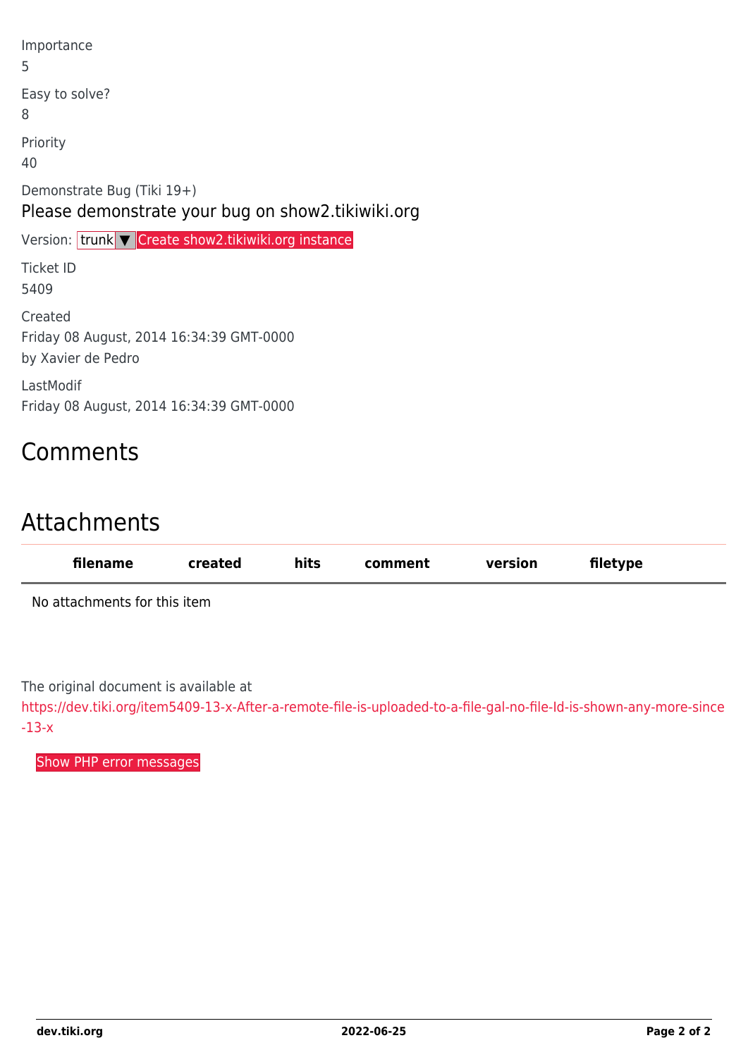Importance

5

Easy to solve?

8

Priority

40

Demonstrate Bug (Tiki 19+)

Please demonstrate your bug on show2.tikiwiki.org

Version: trunk ▼ Create show2.tikiwiki.org instance

Ticket ID

5409

Created

Friday 08 August, 2014 16:34:39 GMT-0000

by Xavier de Pedro

LastModif

Friday 08 August, 2014 16:34:39 GMT-0000

## Comments

## Attachments

| filename | created | hits | comment | version | filetype |
|---|---|---|---|---|---|
| No attachments for this item | | | | | |

The original document is available at https://dev.tiki.org/item5409-13-x-After-a-remote-file-is-uploaded-to-a-file-gal-no-file-Id-is-shown-any-more-since-13-x

Show PHP error messages